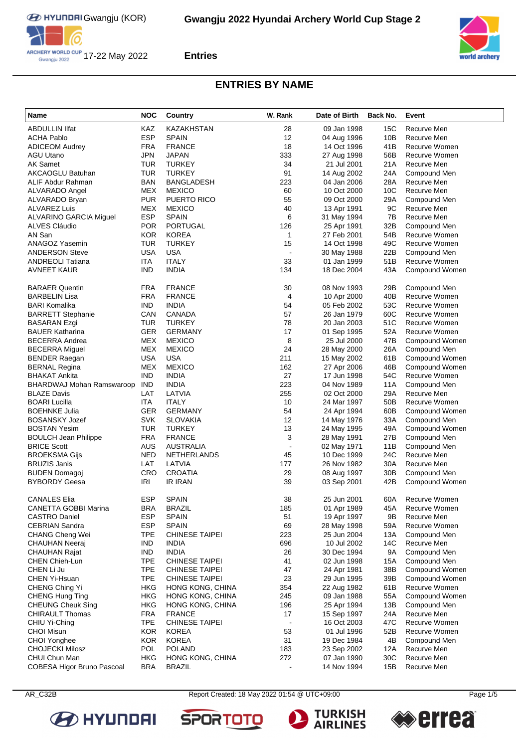# Gwangju 2022 Hyundai Archery World Cup Stage 2

Gwangju (KOR)

17-22 May 2022

**Entries**

## ENTRIES BY NAME

| Name | NOC | Country | W. Rank | Date of Birth | Back No. | Event |
|---|---|---|---|---|---|---|
| ABDULLIN Ilfat | KAZ | KAZAKHSTAN | 28 | 09 Jan 1998 | 15C | Recurve Men |
| ACHA Pablo | ESP | SPAIN | 12 | 04 Aug 1996 | 10B | Recurve Men |
| ADICEOM Audrey | FRA | FRANCE | 18 | 14 Oct 1996 | 41B | Recurve Women |
| AGU Utano | JPN | JAPAN | 333 | 27 Aug 1998 | 56B | Recurve Women |
| AK Samet | TUR | TURKEY | 34 | 21 Jul 2001 | 21A | Recurve Men |
| AKCAOGLU Batuhan | TUR | TURKEY | 91 | 14 Aug 2002 | 24A | Compound Men |
| ALIF Abdur Rahman | BAN | BANGLADESH | 223 | 04 Jan 2006 | 28A | Recurve Men |
| ALVARADO Angel | MEX | MEXICO | 60 | 10 Oct 2000 | 10C | Recurve Men |
| ALVARADO Bryan | PUR | PUERTO RICO | 55 | 09 Oct 2000 | 29A | Compound Men |
| ALVAREZ Luis | MEX | MEXICO | 40 | 13 Apr 1991 | 9C | Recurve Men |
| ALVARINO GARCIA Miguel | ESP | SPAIN | 6 | 31 May 1994 | 7B | Recurve Men |
| ALVES Cláudio | POR | PORTUGAL | 126 | 25 Apr 1991 | 32B | Compound Men |
| AN San | KOR | KOREA | 1 | 27 Feb 2001 | 54B | Recurve Women |
| ANAGOZ Yasemin | TUR | TURKEY | 15 | 14 Oct 1998 | 49C | Recurve Women |
| ANDERSON Steve | USA | USA | - | 30 May 1988 | 22B | Compound Men |
| ANDREOLI Tatiana | ITA | ITALY | 33 | 01 Jan 1999 | 51B | Recurve Women |
| AVNEET KAUR | IND | INDIA | 134 | 18 Dec 2004 | 43A | Compound Women |
| BARAER Quentin | FRA | FRANCE | 30 | 08 Nov 1993 | 29B | Compound Men |
| BARBELIN Lisa | FRA | FRANCE | 4 | 10 Apr 2000 | 40B | Recurve Women |
| BARI Komalika | IND | INDIA | 54 | 05 Feb 2002 | 53C | Recurve Women |
| BARRETT Stephanie | CAN | CANADA | 57 | 26 Jan 1979 | 60C | Recurve Women |
| BASARAN Ezgi | TUR | TURKEY | 78 | 20 Jan 2003 | 51C | Recurve Women |
| BAUER Katharina | GER | GERMANY | 17 | 01 Sep 1995 | 52A | Recurve Women |
| BECERRA Andrea | MEX | MEXICO | 8 | 25 Jul 2000 | 47B | Compound Women |
| BECERRA Miguel | MEX | MEXICO | 24 | 28 May 2000 | 26A | Compound Men |
| BENDER Raegan | USA | USA | 211 | 15 May 2002 | 61B | Compound Women |
| BERNAL Regina | MEX | MEXICO | 162 | 27 Apr 2006 | 46B | Compound Women |
| BHAKAT Ankita | IND | INDIA | 27 | 17 Jun 1998 | 54C | Recurve Women |
| BHARDWAJ Mohan Ramswaroop | IND | INDIA | 223 | 04 Nov 1989 | 11A | Compound Men |
| BLAZE Davis | LAT | LATVIA | 255 | 02 Oct 2000 | 29A | Recurve Men |
| BOARI Lucilla | ITA | ITALY | 10 | 24 Mar 1997 | 50B | Recurve Women |
| BOEHNKE Julia | GER | GERMANY | 54 | 24 Apr 1994 | 60B | Compound Women |
| BOSANSKY Jozef | SVK | SLOVAKIA | 12 | 14 May 1976 | 33A | Compound Men |
| BOSTAN Yesim | TUR | TURKEY | 13 | 24 May 1995 | 49A | Compound Women |
| BOULCH Jean Philippe | FRA | FRANCE | 3 | 28 May 1991 | 27B | Compound Men |
| BRICE Scott | AUS | AUSTRALIA | - | 02 May 1971 | 11B | Compound Men |
| BROEKSMA Gijs | NED | NETHERLANDS | 45 | 10 Dec 1999 | 24C | Recurve Men |
| BRUZIS Janis | LAT | LATVIA | 177 | 26 Nov 1982 | 30A | Recurve Men |
| BUDEN Domagoj | CRO | CROATIA | 29 | 08 Aug 1997 | 30B | Compound Men |
| BYBORDY Geesa | IRI | IR IRAN | 39 | 03 Sep 2001 | 42B | Compound Women |
| CANALES Elia | ESP | SPAIN | 38 | 25 Jun 2001 | 60A | Recurve Women |
| CANETTA GOBBI Marina | BRA | BRAZIL | 185 | 01 Apr 1989 | 45A | Recurve Women |
| CASTRO Daniel | ESP | SPAIN | 51 | 19 Apr 1997 | 9B | Recurve Men |
| CEBRIAN Sandra | ESP | SPAIN | 69 | 28 May 1998 | 59A | Recurve Women |
| CHANG Cheng Wei | TPE | CHINESE TAIPEI | 223 | 25 Jun 2004 | 13A | Compound Men |
| CHAUHAN Neeraj | IND | INDIA | 696 | 10 Jul 2002 | 14C | Recurve Men |
| CHAUHAN Rajat | IND | INDIA | 26 | 30 Dec 1994 | 9A | Compound Men |
| CHEN Chieh-Lun | TPE | CHINESE TAIPEI | 41 | 02 Jun 1998 | 15A | Compound Men |
| CHEN Li Ju | TPE | CHINESE TAIPEI | 47 | 24 Apr 1981 | 38B | Compound Women |
| CHEN Yi-Hsuan | TPE | CHINESE TAIPEI | 23 | 29 Jun 1995 | 39B | Compound Women |
| CHENG Ching Yi | HKG | HONG KONG, CHINA | 354 | 22 Aug 1982 | 61B | Recurve Women |
| CHENG Hung Ting | HKG | HONG KONG, CHINA | 245 | 09 Jan 1988 | 55A | Compound Women |
| CHEUNG Cheuk Sing | HKG | HONG KONG, CHINA | 196 | 25 Apr 1994 | 13B | Compound Men |
| CHIRAULT Thomas | FRA | FRANCE | 17 | 15 Sep 1997 | 24A | Recurve Men |
| CHIU Yi-Ching | TPE | CHINESE TAIPEI | - | 16 Oct 2003 | 47C | Recurve Women |
| CHOI Misun | KOR | KOREA | 53 | 01 Jul 1996 | 52B | Recurve Women |
| CHOI Yonghee | KOR | KOREA | 31 | 19 Dec 1984 | 4B | Compound Men |
| CHOJECKI Milosz | POL | POLAND | 183 | 23 Sep 2002 | 12A | Recurve Men |
| CHUI Chun Man | HKG | HONG KONG, CHINA | 272 | 07 Jan 1990 | 30C | Recurve Men |
| COBESA Higor Bruno Pascoal | BRA | BRAZIL | - | 14 Nov 1994 | 15B | Recurve Men |

AR_C32B    Report Created: 18 May 2022 01:54 @ UTC+09:00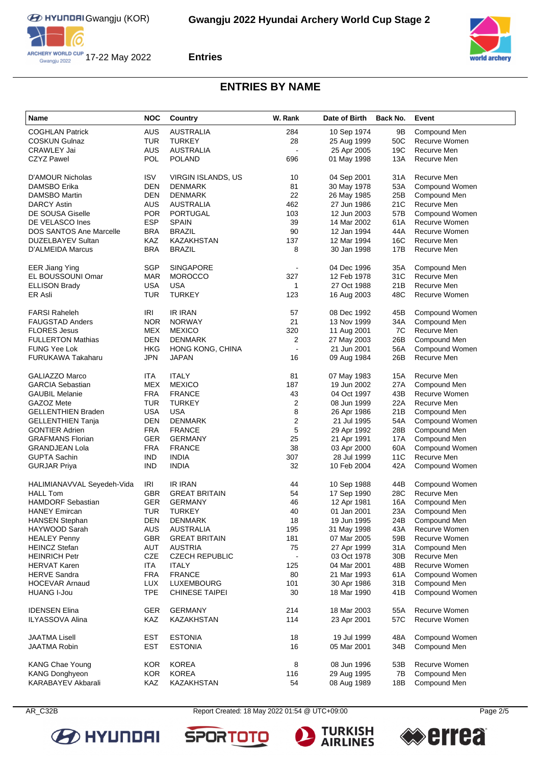## ENTRIES BY NAME

| Name | NOC | Country | W. Rank | Date of Birth | Back No. | Event |
|---|---|---|---|---|---|---|
| COGHLAN Patrick | AUS | AUSTRALIA | 284 | 10 Sep 1974 | 9B | Compound Men |
| COSKUN Gulnaz | TUR | TURKEY | 28 | 25 Aug 1999 | 50C | Recurve Women |
| CRAWLEY Jai | AUS | AUSTRALIA | - | 25 Apr 2005 | 19C | Recurve Men |
| CZYZ Pawel | POL | POLAND | 696 | 01 May 1998 | 13A | Recurve Men |
| D'AMOUR Nicholas | ISV | VIRGIN ISLANDS, US | 10 | 04 Sep 2001 | 31A | Recurve Men |
| DAMSBO Erika | DEN | DENMARK | 81 | 30 May 1978 | 53A | Compound Women |
| DAMSBO Martin | DEN | DENMARK | 22 | 26 May 1985 | 25B | Compound Men |
| DARCY Astin | AUS | AUSTRALIA | 462 | 27 Jun 1986 | 21C | Recurve Men |
| DE SOUSA Giselle | POR | PORTUGAL | 103 | 12 Jun 2003 | 57B | Compound Women |
| DE VELASCO Ines | ESP | SPAIN | 39 | 14 Mar 2002 | 61A | Recurve Women |
| DOS SANTOS Ane Marcelle | BRA | BRAZIL | 90 | 12 Jan 1994 | 44A | Recurve Women |
| DUZELBAYEV Sultan | KAZ | KAZAKHSTAN | 137 | 12 Mar 1994 | 16C | Recurve Men |
| D'ALMEIDA Marcus | BRA | BRAZIL | 8 | 30 Jan 1998 | 17B | Recurve Men |
| EER Jiang Ying | SGP | SINGAPORE | - | 04 Dec 1996 | 35A | Compound Men |
| EL BOUSSOUNI Omar | MAR | MOROCCO | 327 | 12 Feb 1978 | 31C | Recurve Men |
| ELLISON Brady | USA | USA | 1 | 27 Oct 1988 | 21B | Recurve Men |
| ER Asli | TUR | TURKEY | 123 | 16 Aug 2003 | 48C | Recurve Women |
| FARSI Raheleh | IRI | IR IRAN | 57 | 08 Dec 1992 | 45B | Compound Women |
| FAUGSTAD Anders | NOR | NORWAY | 21 | 13 Nov 1999 | 34A | Compound Men |
| FLORES Jesus | MEX | MEXICO | 320 | 11 Aug 2001 | 7C | Recurve Men |
| FULLERTON Mathias | DEN | DENMARK | 2 | 27 May 2003 | 26B | Compound Men |
| FUNG Yee Lok | HKG | HONG KONG, CHINA | - | 21 Jun 2001 | 56A | Compound Women |
| FURUKAWA Takaharu | JPN | JAPAN | 16 | 09 Aug 1984 | 26B | Recurve Men |
| GALIAZZO Marco | ITA | ITALY | 81 | 07 May 1983 | 15A | Recurve Men |
| GARCIA Sebastian | MEX | MEXICO | 187 | 19 Jun 2002 | 27A | Compound Men |
| GAUBIL Melanie | FRA | FRANCE | 43 | 04 Oct 1997 | 43B | Recurve Women |
| GAZOZ Mete | TUR | TURKEY | 2 | 08 Jun 1999 | 22A | Recurve Men |
| GELLENTHIEN Braden | USA | USA | 8 | 26 Apr 1986 | 21B | Compound Men |
| GELLENTHIEN Tanja | DEN | DENMARK | 2 | 21 Jul 1995 | 54A | Compound Women |
| GONTIER Adrien | FRA | FRANCE | 5 | 29 Apr 1992 | 28B | Compound Men |
| GRAFMANS Florian | GER | GERMANY | 25 | 21 Apr 1991 | 17A | Compound Men |
| GRANDJEAN Lola | FRA | FRANCE | 38 | 03 Apr 2000 | 60A | Compound Women |
| GUPTA Sachin | IND | INDIA | 307 | 28 Jul 1999 | 11C | Recurve Men |
| GURJAR Priya | IND | INDIA | 32 | 10 Feb 2004 | 42A | Compound Women |
| HALIMIANAVVAL Seyedeh-Vida | IRI | IR IRAN | 44 | 10 Sep 1988 | 44B | Compound Women |
| HALL Tom | GBR | GREAT BRITAIN | 54 | 17 Sep 1990 | 28C | Recurve Men |
| HAMDORF Sebastian | GER | GERMANY | 46 | 12 Apr 1981 | 16A | Compound Men |
| HANEY Emircan | TUR | TURKEY | 40 | 01 Jan 2001 | 23A | Compound Men |
| HANSEN Stephan | DEN | DENMARK | 18 | 19 Jun 1995 | 24B | Compound Men |
| HAYWOOD Sarah | AUS | AUSTRALIA | 195 | 31 May 1998 | 43A | Recurve Women |
| HEALEY Penny | GBR | GREAT BRITAIN | 181 | 07 Mar 2005 | 59B | Recurve Women |
| HEINCZ Stefan | AUT | AUSTRIA | 75 | 27 Apr 1999 | 31A | Compound Men |
| HEINRICH Petr | CZE | CZECH REPUBLIC | - | 03 Oct 1978 | 30B | Recurve Men |
| HERVAT Karen | ITA | ITALY | 125 | 04 Mar 2001 | 48B | Recurve Women |
| HERVE Sandra | FRA | FRANCE | 80 | 21 Mar 1993 | 61A | Compound Women |
| HOCEVAR Arnaud | LUX | LUXEMBOURG | 101 | 30 Apr 1986 | 31B | Compound Men |
| HUANG I-Jou | TPE | CHINESE TAIPEI | 30 | 18 Mar 1990 | 41B | Compound Women |
| IDENSEN Elina | GER | GERMANY | 214 | 18 Mar 2003 | 55A | Recurve Women |
| ILYASSOVA Alina | KAZ | KAZAKHSTAN | 114 | 23 Apr 2001 | 57C | Recurve Women |
| JAATMA Lisell | EST | ESTONIA | 18 | 19 Jul 1999 | 48A | Compound Women |
| JAATMA Robin | EST | ESTONIA | 16 | 05 Mar 2001 | 34B | Compound Men |
| KANG Chae Young | KOR | KOREA | 8 | 08 Jun 1996 | 53B | Recurve Women |
| KANG Donghyeon | KOR | KOREA | 116 | 29 Aug 1995 | 7B | Compound Men |
| KARABAYEV Akbarali | KAZ | KAZAKHSTAN | 54 | 08 Aug 1989 | 18B | Compound Men |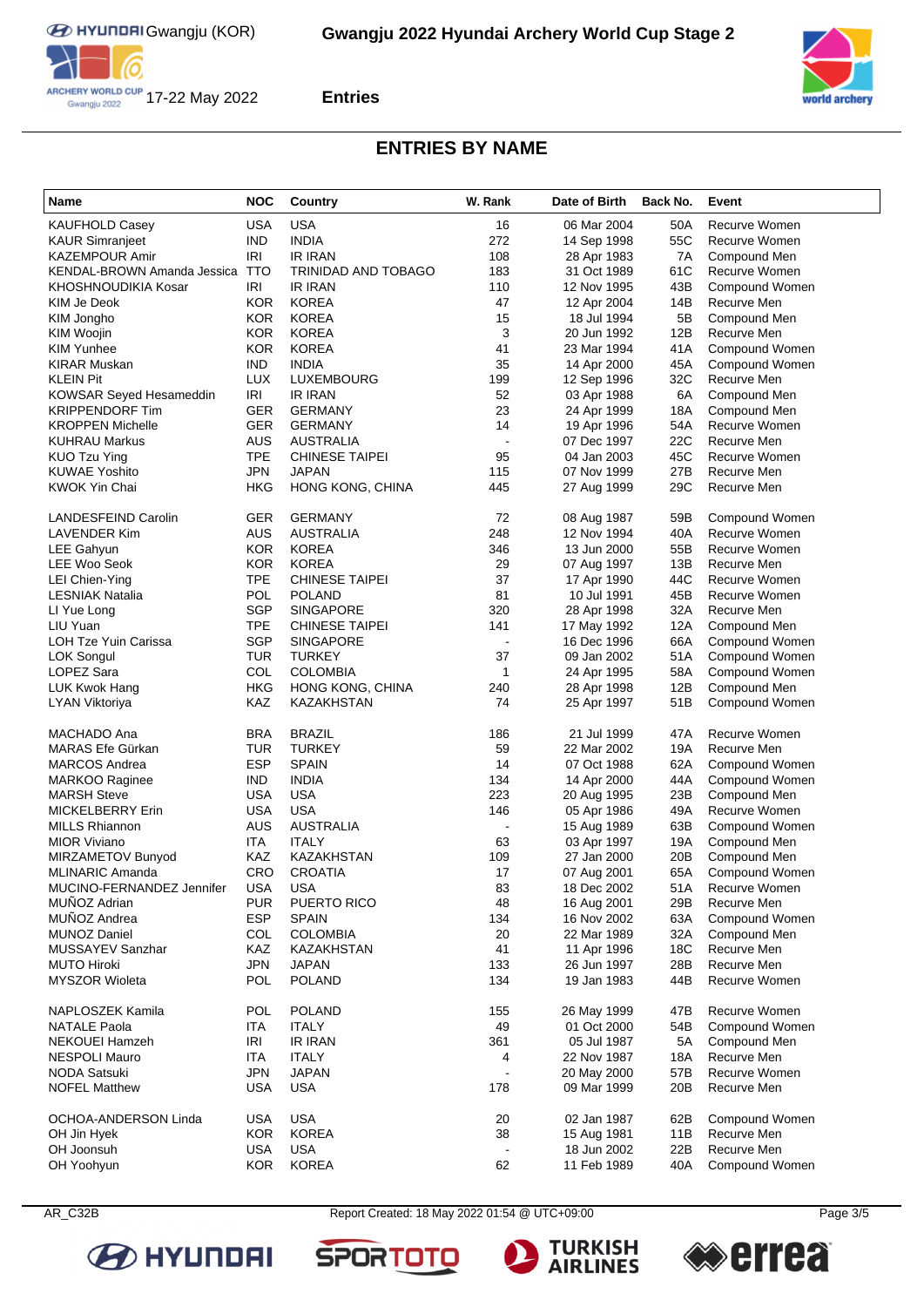## ENTRIES BY NAME

| Name | NOC | Country | W. Rank | Date of Birth | Back No. | Event |
|---|---|---|---|---|---|---|
| KAUFHOLD Casey | USA | USA | 16 | 06 Mar 2004 | 50A | Recurve Women |
| KAUR Simranjeet | IND | INDIA | 272 | 14 Sep 1998 | 55C | Recurve Women |
| KAZEMPOUR Amir | IRI | IR IRAN | 108 | 28 Apr 1983 | 7A | Compound Men |
| KENDAL-BROWN Amanda Jessica | TTO | TRINIDAD AND TOBAGO | 183 | 31 Oct 1989 | 61C | Recurve Women |
| KHOSHNOUDIKIA Kosar | IRI | IR IRAN | 110 | 12 Nov 1995 | 43B | Compound Women |
| KIM Je Deok | KOR | KOREA | 47 | 12 Apr 2004 | 14B | Recurve Men |
| KIM Jongho | KOR | KOREA | 15 | 18 Jul 1994 | 5B | Compound Men |
| KIM Woojin | KOR | KOREA | 3 | 20 Jun 1992 | 12B | Recurve Men |
| KIM Yunhee | KOR | KOREA | 41 | 23 Mar 1994 | 41A | Compound Women |
| KIRAR Muskan | IND | INDIA | 35 | 14 Apr 2000 | 45A | Compound Women |
| KLEIN Pit | LUX | LUXEMBOURG | 199 | 12 Sep 1996 | 32C | Recurve Men |
| KOWSAR Seyed Hesameddin | IRI | IR IRAN | 52 | 03 Apr 1988 | 6A | Compound Men |
| KRIPPENDORF Tim | GER | GERMANY | 23 | 24 Apr 1999 | 18A | Compound Men |
| KROPPEN Michelle | GER | GERMANY | 14 | 19 Apr 1996 | 54A | Recurve Women |
| KUHRAU Markus | AUS | AUSTRALIA | - | 07 Dec 1997 | 22C | Recurve Men |
| KUO Tzu Ying | TPE | CHINESE TAIPEI | 95 | 04 Jan 2003 | 45C | Recurve Women |
| KUWAE Yoshito | JPN | JAPAN | 115 | 07 Nov 1999 | 27B | Recurve Men |
| KWOK Yin Chai | HKG | HONG KONG, CHINA | 445 | 27 Aug 1999 | 29C | Recurve Men |
| LANDESFEIND Carolin | GER | GERMANY | 72 | 08 Aug 1987 | 59B | Compound Women |
| LAVENDER Kim | AUS | AUSTRALIA | 248 | 12 Nov 1994 | 40A | Recurve Women |
| LEE Gahyun | KOR | KOREA | 346 | 13 Jun 2000 | 55B | Recurve Women |
| LEE Woo Seok | KOR | KOREA | 29 | 07 Aug 1997 | 13B | Recurve Men |
| LEI Chien-Ying | TPE | CHINESE TAIPEI | 37 | 17 Apr 1990 | 44C | Recurve Women |
| LESNIAK Natalia | POL | POLAND | 81 | 10 Jul 1991 | 45B | Recurve Women |
| LI Yue Long | SGP | SINGAPORE | 320 | 28 Apr 1998 | 32A | Recurve Men |
| LIU Yuan | TPE | CHINESE TAIPEI | 141 | 17 May 1992 | 12A | Compound Men |
| LOH Tze Yuin Carissa | SGP | SINGAPORE | - | 16 Dec 1996 | 66A | Compound Women |
| LOK Songul | TUR | TURKEY | 37 | 09 Jan 2002 | 51A | Compound Women |
| LOPEZ Sara | COL | COLOMBIA | 1 | 24 Apr 1995 | 58A | Compound Women |
| LUK Kwok Hang | HKG | HONG KONG, CHINA | 240 | 28 Apr 1998 | 12B | Compound Men |
| LYAN Viktoriya | KAZ | KAZAKHSTAN | 74 | 25 Apr 1997 | 51B | Compound Women |
| MACHADO Ana | BRA | BRAZIL | 186 | 21 Jul 1999 | 47A | Recurve Women |
| MARAS Efe Gürkan | TUR | TURKEY | 59 | 22 Mar 2002 | 19A | Recurve Men |
| MARCOS Andrea | ESP | SPAIN | 14 | 07 Oct 1988 | 62A | Compound Women |
| MARKOO Raginee | IND | INDIA | 134 | 14 Apr 2000 | 44A | Compound Women |
| MARSH Steve | USA | USA | 223 | 20 Aug 1995 | 23B | Compound Men |
| MICKELBERRY Erin | USA | USA | 146 | 05 Apr 1986 | 49A | Recurve Women |
| MILLS Rhiannon | AUS | AUSTRALIA | - | 15 Aug 1989 | 63B | Compound Women |
| MIOR Viviano | ITA | ITALY | 63 | 03 Apr 1997 | 19A | Compound Men |
| MIRZAMETOV Bunyod | KAZ | KAZAKHSTAN | 109 | 27 Jan 2000 | 20B | Compound Men |
| MLINARIC Amanda | CRO | CROATIA | 17 | 07 Aug 2001 | 65A | Compound Women |
| MUCINO-FERNANDEZ Jennifer | USA | USA | 83 | 18 Dec 2002 | 51A | Recurve Women |
| MUÑOZ Adrian | PUR | PUERTO RICO | 48 | 16 Aug 2001 | 29B | Recurve Men |
| MUÑOZ Andrea | ESP | SPAIN | 134 | 16 Nov 2002 | 63A | Compound Women |
| MUNOZ Daniel | COL | COLOMBIA | 20 | 22 Mar 1989 | 32A | Compound Men |
| MUSSAYEV Sanzhar | KAZ | KAZAKHSTAN | 41 | 11 Apr 1996 | 18C | Recurve Men |
| MUTO Hiroki | JPN | JAPAN | 133 | 26 Jun 1997 | 28B | Recurve Men |
| MYSZOR Wioleta | POL | POLAND | 134 | 19 Jan 1983 | 44B | Recurve Women |
| NAPLOSZEK Kamila | POL | POLAND | 155 | 26 May 1999 | 47B | Recurve Women |
| NATALE Paola | ITA | ITALY | 49 | 01 Oct 2000 | 54B | Compound Women |
| NEKOUEI Hamzeh | IRI | IR IRAN | 361 | 05 Jul 1987 | 5A | Compound Men |
| NESPOLI Mauro | ITA | ITALY | 4 | 22 Nov 1987 | 18A | Recurve Men |
| NODA Satsuki | JPN | JAPAN | - | 20 May 2000 | 57B | Recurve Women |
| NOFEL Matthew | USA | USA | 178 | 09 Mar 1999 | 20B | Recurve Men |
| OCHOA-ANDERSON Linda | USA | USA | 20 | 02 Jan 1987 | 62B | Compound Women |
| OH Jin Hyek | KOR | KOREA | 38 | 15 Aug 1981 | 11B | Recurve Men |
| OH Joonsuh | USA | USA | - | 18 Jun 2002 | 22B | Recurve Men |
| OH Yoohyun | KOR | KOREA | 62 | 11 Feb 1989 | 40A | Compound Women |

AR_C32B Report Created: 18 May 2022 01:54 @ UTC+09:00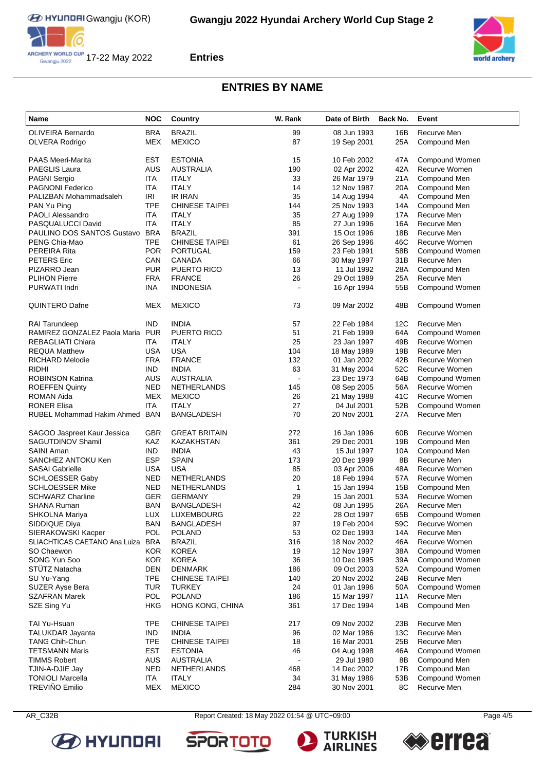## ENTRIES BY NAME

| Name | NOC | Country | W. Rank | Date of Birth | Back No. | Event |
|---|---|---|---|---|---|---|
| OLIVEIRA Bernardo | BRA | BRAZIL | 99 | 08 Jun 1993 | 16B | Recurve Men |
| OLVERA Rodrigo | MEX | MEXICO | 87 | 19 Sep 2001 | 25A | Compound Men |
| PAAS Meeri-Marita | EST | ESTONIA | 15 | 10 Feb 2002 | 47A | Compound Women |
| PAEGLIS Laura | AUS | AUSTRALIA | 190 | 02 Apr 2002 | 42A | Recurve Women |
| PAGNI Sergio | ITA | ITALY | 33 | 26 Mar 1979 | 21A | Compound Men |
| PAGNONI Federico | ITA | ITALY | 14 | 12 Nov 1987 | 20A | Compound Men |
| PALIZBAN Mohammadsaleh | IRI | IR IRAN | 35 | 14 Aug 1994 | 4A | Compound Men |
| PAN Yu Ping | TPE | CHINESE TAIPEI | 144 | 25 Nov 1993 | 14A | Compound Men |
| PAOLI Alessandro | ITA | ITALY | 35 | 27 Aug 1999 | 17A | Recurve Men |
| PASQUALUCCI David | ITA | ITALY | 85 | 27 Jun 1996 | 16A | Recurve Men |
| PAULINO DOS SANTOS Gustavo | BRA | BRAZIL | 391 | 15 Oct 1996 | 18B | Recurve Men |
| PENG Chia-Mao | TPE | CHINESE TAIPEI | 61 | 26 Sep 1996 | 46C | Recurve Women |
| PEREIRA Rita | POR | PORTUGAL | 159 | 23 Feb 1991 | 58B | Compound Women |
| PETERS Eric | CAN | CANADA | 66 | 30 May 1997 | 31B | Recurve Men |
| PIZARRO Jean | PUR | PUERTO RICO | 13 | 11 Jul 1992 | 28A | Compound Men |
| PLIHON Pierre | FRA | FRANCE | 26 | 29 Oct 1989 | 25A | Recurve Men |
| PURWATI Indri | INA | INDONESIA | - | 16 Apr 1994 | 55B | Compound Women |
| QUINTERO Dafne | MEX | MEXICO | 73 | 09 Mar 2002 | 48B | Compound Women |
| RAI Tarundeep | IND | INDIA | 57 | 22 Feb 1984 | 12C | Recurve Men |
| RAMIREZ GONZALEZ Paola Maria | PUR | PUERTO RICO | 51 | 21 Feb 1999 | 64A | Compound Women |
| REBAGLIATI Chiara | ITA | ITALY | 25 | 23 Jan 1997 | 49B | Recurve Women |
| REQUA Matthew | USA | USA | 104 | 18 May 1989 | 19B | Recurve Men |
| RICHARD Melodie | FRA | FRANCE | 132 | 01 Jan 2002 | 42B | Recurve Women |
| RIDHI | IND | INDIA | 63 | 31 May 2004 | 52C | Recurve Women |
| ROBINSON Katrina | AUS | AUSTRALIA | - | 23 Dec 1973 | 64B | Compound Women |
| ROEFFEN Quinty | NED | NETHERLANDS | 145 | 08 Sep 2005 | 56A | Recurve Women |
| ROMAN Aida | MEX | MEXICO | 26 | 21 May 1988 | 41C | Recurve Women |
| RONER Elisa | ITA | ITALY | 27 | 04 Jul 2001 | 52B | Compound Women |
| RUBEL Mohammad Hakim Ahmed | BAN | BANGLADESH | 70 | 20 Nov 2001 | 27A | Recurve Men |
| SAGOO Jaspreet Kaur Jessica | GBR | GREAT BRITAIN | 272 | 16 Jan 1996 | 60B | Recurve Women |
| SAGUTDINOV Shamil | KAZ | KAZAKHSTAN | 361 | 29 Dec 2001 | 19B | Compound Men |
| SAINI Aman | IND | INDIA | 43 | 15 Jul 1997 | 10A | Compound Men |
| SANCHEZ ANTOKU Ken | ESP | SPAIN | 173 | 20 Dec 1999 | 8B | Recurve Men |
| SASAI Gabrielle | USA | USA | 85 | 03 Apr 2006 | 48A | Recurve Women |
| SCHLOESSER Gaby | NED | NETHERLANDS | 20 | 18 Feb 1994 | 57A | Recurve Women |
| SCHLOESSER Mike | NED | NETHERLANDS | 1 | 15 Jan 1994 | 15B | Compound Men |
| SCHWARZ Charline | GER | GERMANY | 29 | 15 Jan 2001 | 53A | Recurve Women |
| SHANA Ruman | BAN | BANGLADESH | 42 | 08 Jun 1995 | 26A | Recurve Men |
| SHKOLNA Mariya | LUX | LUXEMBOURG | 22 | 28 Oct 1997 | 65B | Compound Women |
| SIDDIQUE Diya | BAN | BANGLADESH | 97 | 19 Feb 2004 | 59C | Recurve Women |
| SIERAKOWSKI Kacper | POL | POLAND | 53 | 02 Dec 1993 | 14A | Recurve Men |
| SLIACHTICAS CAETANO Ana Luiza | BRA | BRAZIL | 316 | 18 Nov 2002 | 46A | Recurve Women |
| SO Chaewon | KOR | KOREA | 19 | 12 Nov 1997 | 38A | Compound Women |
| SONG Yun Soo | KOR | KOREA | 36 | 10 Dec 1995 | 39A | Compound Women |
| STÜTZ Natacha | DEN | DENMARK | 186 | 09 Oct 2003 | 52A | Compound Women |
| SU Yu-Yang | TPE | CHINESE TAIPEI | 140 | 20 Nov 2002 | 24B | Recurve Men |
| SUZER Ayse Bera | TUR | TURKEY | 24 | 01 Jan 1996 | 50A | Compound Women |
| SZAFRAN Marek | POL | POLAND | 186 | 15 Mar 1997 | 11A | Recurve Men |
| SZE Sing Yu | HKG | HONG KONG, CHINA | 361 | 17 Dec 1994 | 14B | Compound Men |
| TAI Yu-Hsuan | TPE | CHINESE TAIPEI | 217 | 09 Nov 2002 | 23B | Recurve Men |
| TALUKDAR Jayanta | IND | INDIA | 96 | 02 Mar 1986 | 13C | Recurve Men |
| TANG Chih-Chun | TPE | CHINESE TAIPEI | 18 | 16 Mar 2001 | 25B | Recurve Men |
| TETSMANN Maris | EST | ESTONIA | 46 | 04 Aug 1998 | 46A | Compound Women |
| TIMMS Robert | AUS | AUSTRALIA | - | 29 Jul 1980 | 8B | Compound Men |
| TJIN-A-DJIE Jay | NED | NETHERLANDS | 468 | 14 Dec 2002 | 17B | Compound Men |
| TONIOLI Marcella | ITA | ITALY | 34 | 31 May 1986 | 53B | Compound Women |
| TREVIÑO Emilio | MEX | MEXICO | 284 | 30 Nov 2001 | 8C | Recurve Men |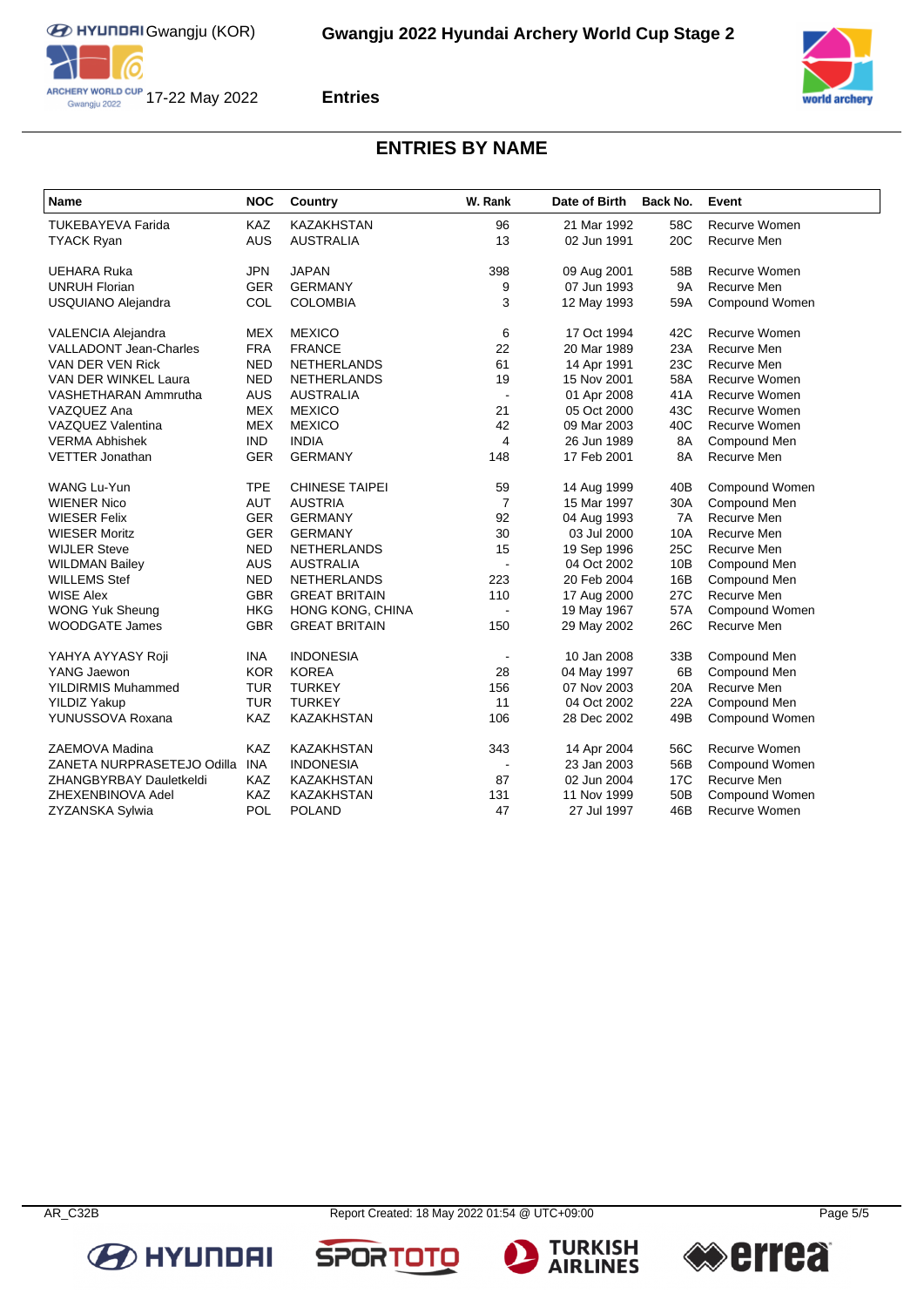## ENTRIES BY NAME

| Name | NOC | Country | W. Rank | Date of Birth | Back No. | Event |
|---|---|---|---|---|---|---|
| TUKEBAYEVA Farida | KAZ | KAZAKHSTAN | 96 | 21 Mar 1992 | 58C | Recurve Women |
| TYACK Ryan | AUS | AUSTRALIA | 13 | 02 Jun 1991 | 20C | Recurve Men |
| UEHARA Ruka | JPN | JAPAN | 398 | 09 Aug 2001 | 58B | Recurve Women |
| UNRUH Florian | GER | GERMANY | 9 | 07 Jun 1993 | 9A | Recurve Men |
| USQUIANO Alejandra | COL | COLOMBIA | 3 | 12 May 1993 | 59A | Compound Women |
| VALENCIA Alejandra | MEX | MEXICO | 6 | 17 Oct 1994 | 42C | Recurve Women |
| VALLADONT Jean-Charles | FRA | FRANCE | 22 | 20 Mar 1989 | 23A | Recurve Men |
| VAN DER VEN Rick | NED | NETHERLANDS | 61 | 14 Apr 1991 | 23C | Recurve Men |
| VAN DER WINKEL Laura | NED | NETHERLANDS | 19 | 15 Nov 2001 | 58A | Recurve Women |
| VASHETHARAN Ammrutha | AUS | AUSTRALIA | - | 01 Apr 2008 | 41A | Recurve Women |
| VAZQUEZ Ana | MEX | MEXICO | 21 | 05 Oct 2000 | 43C | Recurve Women |
| VAZQUEZ Valentina | MEX | MEXICO | 42 | 09 Mar 2003 | 40C | Recurve Women |
| VERMA Abhishek | IND | INDIA | 4 | 26 Jun 1989 | 8A | Compound Men |
| VETTER Jonathan | GER | GERMANY | 148 | 17 Feb 2001 | 8A | Recurve Men |
| WANG Lu-Yun | TPE | CHINESE TAIPEI | 59 | 14 Aug 1999 | 40B | Compound Women |
| WIENER Nico | AUT | AUSTRIA | 7 | 15 Mar 1997 | 30A | Compound Men |
| WIESER Felix | GER | GERMANY | 92 | 04 Aug 1993 | 7A | Recurve Men |
| WIESER Moritz | GER | GERMANY | 30 | 03 Jul 2000 | 10A | Recurve Men |
| WIJLER Steve | NED | NETHERLANDS | 15 | 19 Sep 1996 | 25C | Recurve Men |
| WILDMAN Bailey | AUS | AUSTRALIA | - | 04 Oct 2002 | 10B | Compound Men |
| WILLEMS Stef | NED | NETHERLANDS | 223 | 20 Feb 2004 | 16B | Compound Men |
| WISE Alex | GBR | GREAT BRITAIN | 110 | 17 Aug 2000 | 27C | Recurve Men |
| WONG Yuk Sheung | HKG | HONG KONG, CHINA | - | 19 May 1967 | 57A | Compound Women |
| WOODGATE James | GBR | GREAT BRITAIN | 150 | 29 May 2002 | 26C | Recurve Men |
| YAHYA AYYASY Roji | INA | INDONESIA | - | 10 Jan 2008 | 33B | Compound Men |
| YANG Jaewon | KOR | KOREA | 28 | 04 May 1997 | 6B | Compound Men |
| YILDIRMIS Muhammed | TUR | TURKEY | 156 | 07 Nov 2003 | 20A | Recurve Men |
| YILDIZ Yakup | TUR | TURKEY | 11 | 04 Oct 2002 | 22A | Compound Men |
| YUNUSSOVA Roxana | KAZ | KAZAKHSTAN | 106 | 28 Dec 2002 | 49B | Compound Women |
| ZAEMOVA Madina | KAZ | KAZAKHSTAN | 343 | 14 Apr 2004 | 56C | Recurve Women |
| ZANETA NURPRASETEJO Odilla | INA | INDONESIA | - | 23 Jan 2003 | 56B | Compound Women |
| ZHANGBYRBAY Dauletkeldi | KAZ | KAZAKHSTAN | 87 | 02 Jun 2004 | 17C | Recurve Men |
| ZHEXENBINOVA Adel | KAZ | KAZAKHSTAN | 131 | 11 Nov 1999 | 50B | Compound Women |
| ZYZANSKA Sylwia | POL | POLAND | 47 | 27 Jul 1997 | 46B | Recurve Women |